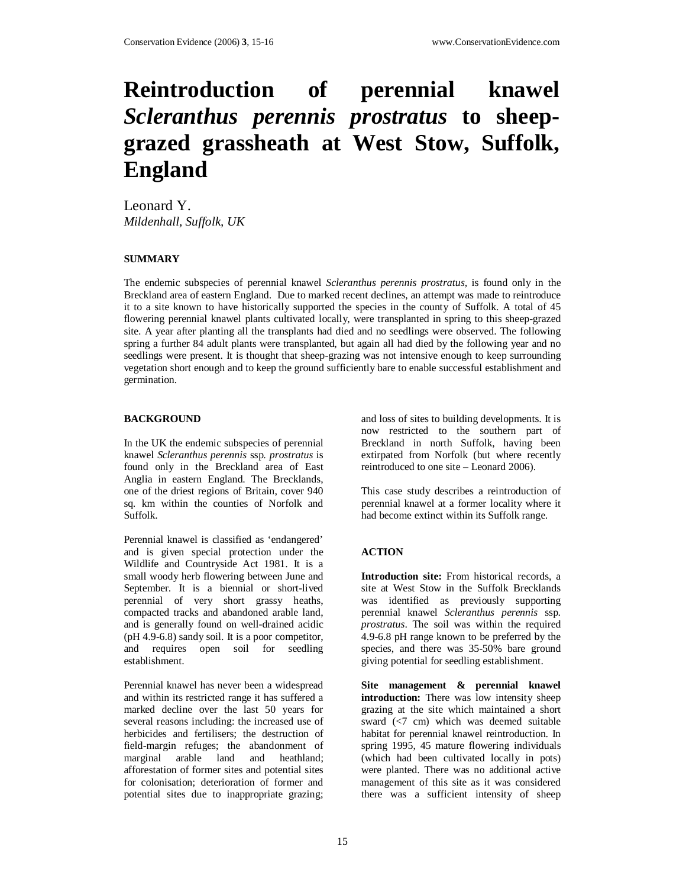# Reintroduction of perennial knawel *Scleranthus perennis prostratus* to sheep-grazed grassheath at West Stow, Suffolk, England

Leonard Y.
*Mildenhall, Suffolk, UK*

## SUMMARY

The endemic subspecies of perennial knawel *Scleranthus perennis prostratus*, is found only in the Breckland area of eastern England. Due to marked recent declines, an attempt was made to reintroduce it to a site known to have historically cultivated supported the species in the county of Suffolk. A total of 45 flowering perennial knawel plants cultivated locally, were transplanted in spring to this sheep-grazed site. A year after planting all the transplants had died and no seedlings were observed. The following spring a further 84 adult plants were transplanted, but again all had died by the following year and no seedlings were present. It is thought that sheep-grazing was not intensive enough to keep surrounding vegetation short enough and to keep the ground sufficiently bare to enable successful establishment and germination.

## BACKGROUND

In the UK the endemic subspecies of perennial knawel *Scleranthus perennis* ssp. *prostratus* is found only in the Breckland area of East Anglia in eastern England. The Brecklands, one of the driest regions of Britain, cover 940 sq. km within the counties of Norfolk and Suffolk.

Perennial knawel is classified as 'endangered' and is given special protection under the Wildlife and Countryside Act 1981. It is a small woody herb flowering between June and September. It is a biennial or short-lived perennial of very short grassy heaths, compacted tracks and abandoned arable land, and is generally found on well-drained acidic (pH 4.9-6.8) sandy soil. It is a poor competitor, and requires open soil for seedling establishment.

Perennial knawel has never been a widespread and within its restricted range it has suffered a marked decline over the last 50 years for several reasons including: the increased use of herbicides and fertilisers; the destruction of field-margin refuges; the abandonment of marginal arable land and heathland; afforestation of former sites and potential sites for colonisation; deterioration of former and potential sites due to inappropriate grazing; and loss of sites to building developments. It is now restricted to the southern part of Breckland in north Suffolk, having been extirpated from Norfolk (but where recently reintroduced to one site – Leonard 2006).

This case study describes a reintroduction of perennial knawel at a former locality where it had become extinct within its Suffolk range.

## ACTION

**Introduction site:** From historical records, a site at West Stow in the Suffolk Brecklands was identified as previously supporting perennial knawel *Scleranthus perennis* ssp. *prostratus*. The soil was within the required 4.9-6.8 pH range known to be preferred by the species, and there was 35-50% bare ground giving potential for seedling establishment.

**Site management & perennial knawel introduction:** There was low intensity sheep grazing at the site which maintained a short sward (<7 cm) which was deemed suitable habitat for perennial knawel reintroduction. In spring 1995, 45 mature flowering individuals (which had been cultivated locally in pots) were planted. There was no additional active management of this site as it was considered there was a sufficient intensity of sheep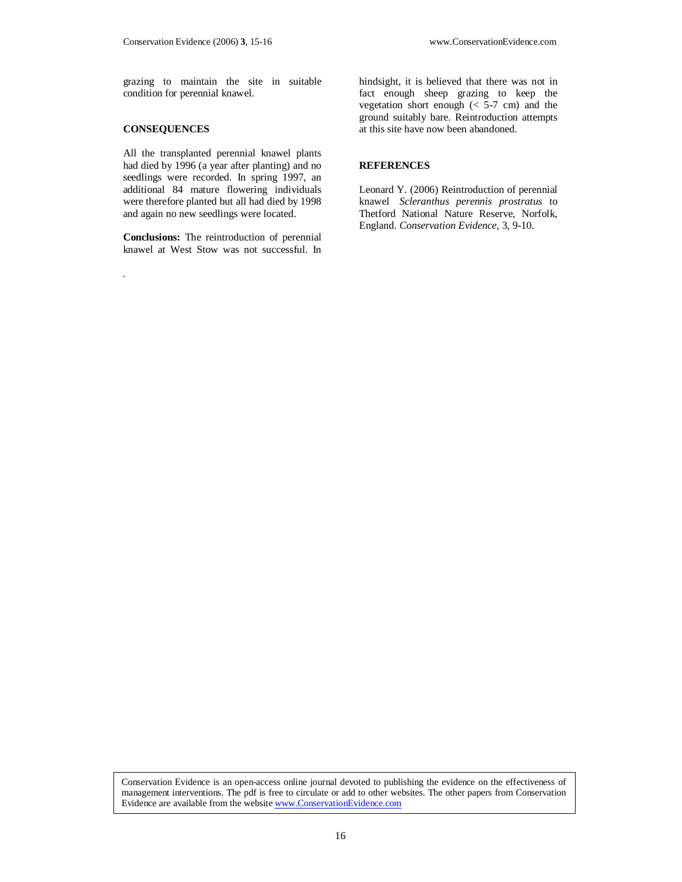grazing to maintain the site in suitable condition for perennial knawel.

## CONSEQUENCES

All the transplanted perennial knawel plants had died by 1996 (a year after planting) and no seedlings were recorded. In spring 1997, an additional 84 mature flowering individuals were therefore planted but all had died by 1998 and again no new seedlings were located.

**Conclusions:** The reintroduction of perennial knawel at West Stow was not successful. In hindsight, it is believed that there was not in fact enough sheep grazing to keep the vegetation short enough (< 5-7 cm) and the ground suitably bare. Reintroduction attempts at this site have now been abandoned.

## REFERENCES

Leonard Y. (2006) Reintroduction of perennial knawel *Scleranthus perennis prostratus* to Thetford National Nature Reserve, Norfolk, England. *Conservation Evidence*, 3, 9-10.

Conservation Evidence is an open-access online journal devoted to publishing the evidence on the effectiveness of management interventions. The pdf is free to circulate or add to other websites. The other papers from Conservation Evidence are available from the website www.ConservationEvidence.com